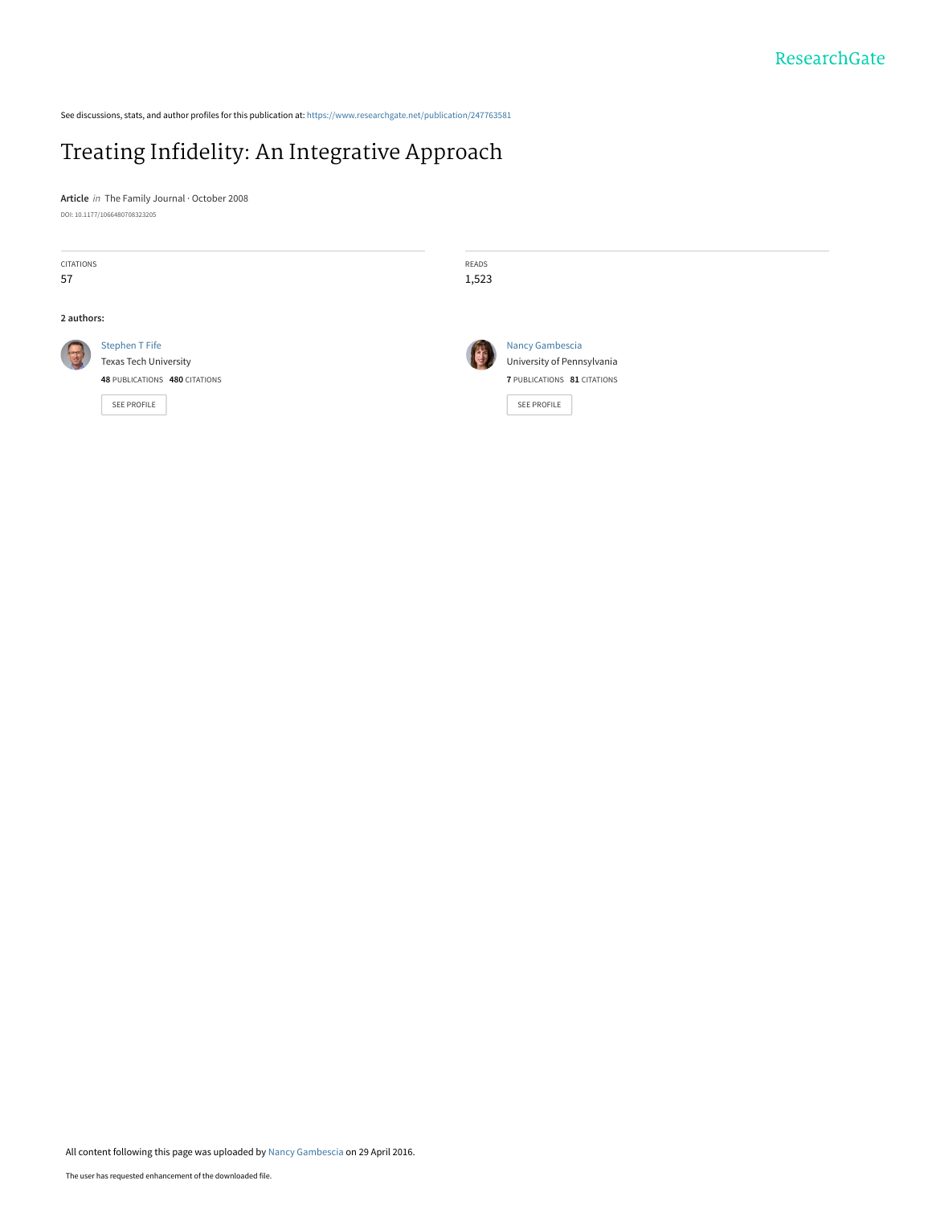See discussions, stats, and author profiles for this publication at: https://www.researchgate.net/publication/247763581

# Treating Infidelity: An Integrative Approach

**Article** *in* The Family Journal · October 2008

DOI: 10.1177/1066480708323205

| CITATIONS | READS |
|---|---|
| 57 | 1,523 |

**2 authors:**

**Stephen T Fife**
Texas Tech University
**48** PUBLICATIONS **480** CITATIONS
SEE PROFILE

**Nancy Gambescia**
University of Pennsylvania
**7** PUBLICATIONS **81** CITATIONS
SEE PROFILE

All content following this page was uploaded by Nancy Gambescia on 29 April 2016.

The user has requested enhancement of the downloaded file.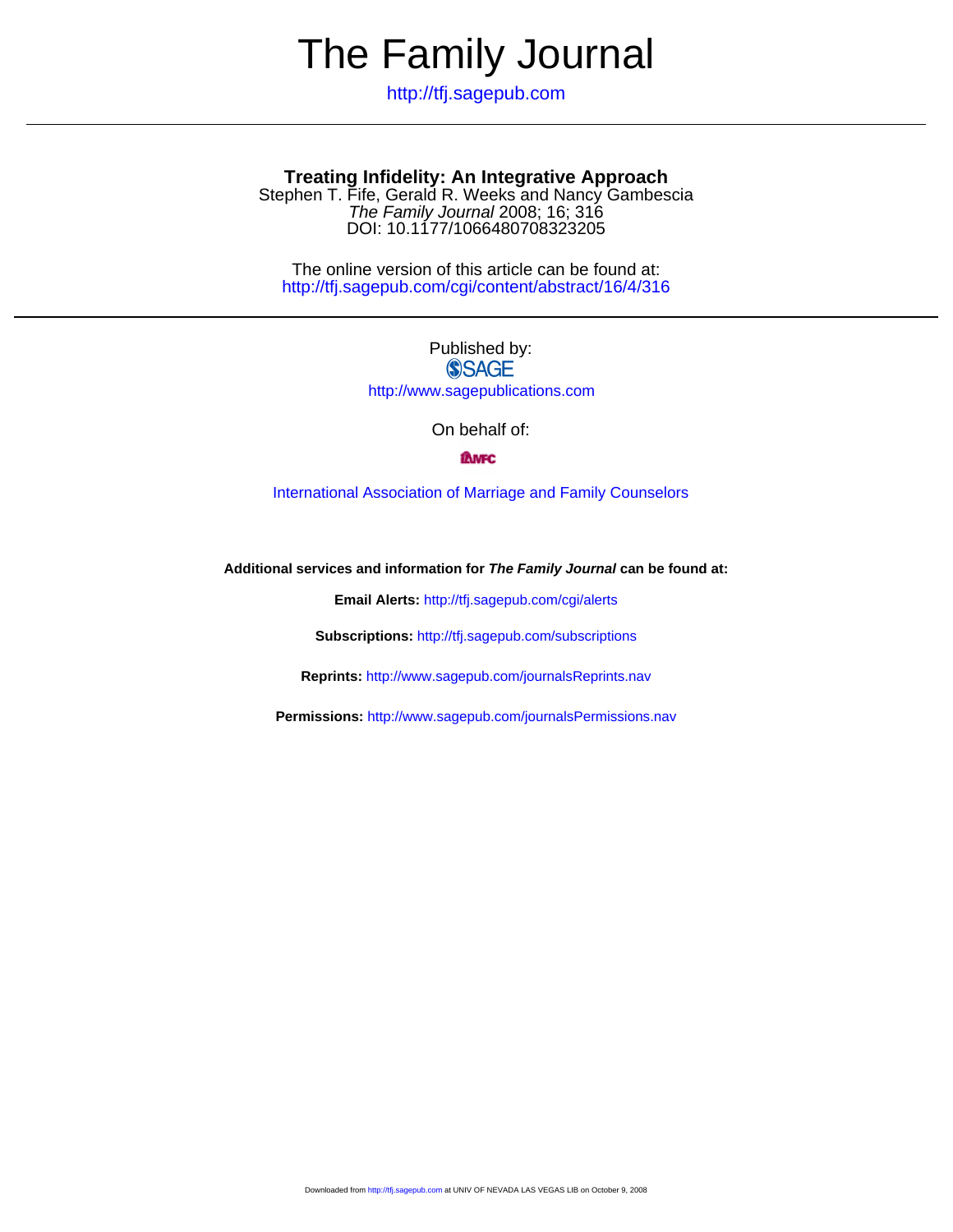# The Family Journal

http://tfj.sagepub.com

---

## Treating Infidelity: An Integrative Approach

Stephen T. Fife, Gerald R. Weeks and Nancy Gambescia

*The Family Journal* 2008; 16; 316

DOI: 10.1177/1066480708323205

The online version of this article can be found at:

http://tfj.sagepub.com/cgi/content/abstract/16/4/316

---

Published by:

SAGE

http://www.sagepublications.com

On behalf of:

IAMFC

International Association of Marriage and Family Counselors

**Additional services and information for *The Family Journal* can be found at:**

**Email Alerts:** http://tfj.sagepub.com/cgi/alerts

**Subscriptions:** http://tfj.sagepub.com/subscriptions

**Reprints:** http://www.sagepub.com/journalsReprints.nav

**Permissions:** http://www.sagepub.com/journalsPermissions.nav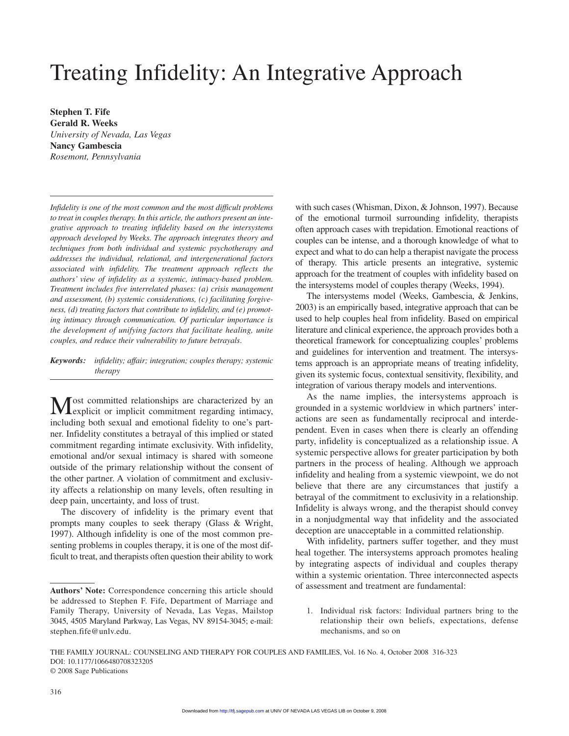# Treating Infidelity: An Integrative Approach

**Stephen T. Fife**  
**Gerald R. Weeks**  
*University of Nevada, Las Vegas*  
**Nancy Gambescia**  
*Rosemont, Pennsylvania*

*Infidelity is one of the most common and the most difficult problems to treat in couples therapy. In this article, the authors present an integrative approach to treating infidelity based on the intersystems approach developed by Weeks. The approach integrates theory and techniques from both individual and systemic psychotherapy and addresses the individual, relational, and intergenerational factors associated with infidelity. The treatment approach reflects the authors' view of infidelity as a systemic, intimacy-based problem. Treatment includes five interrelated phases: (a) crisis management and assessment, (b) systemic considerations, (c) facilitating forgiveness, (d) treating factors that contribute to infidelity, and (e) promoting intimacy through communication. Of particular importance is the development of unifying factors that facilitate healing, unite couples, and reduce their vulnerability to future betrayals.*

***Keywords:*** *infidelity; affair; integration; couples therapy; systemic therapy*

Most committed relationships are characterized by an explicit or implicit commitment regarding intimacy, including both sexual and emotional fidelity to one's partner. Infidelity constitutes a betrayal of this implied or stated commitment regarding intimate exclusivity. With infidelity, emotional and/or sexual intimacy is shared with someone outside of the primary relationship without the consent of the other partner. A violation of commitment and exclusivity affects a relationship on many levels, often resulting in deep pain, uncertainty, and loss of trust.

The discovery of infidelity is the primary event that prompts many couples to seek therapy (Glass & Wright, 1997). Although infidelity is one of the most common presenting problems in couples therapy, it is one of the most difficult to treat, and therapists often question their ability to work with such cases (Whisman, Dixon, & Johnson, 1997). Because of the emotional turmoil surrounding infidelity, therapists often approach cases with trepidation. Emotional reactions of couples can be intense, and a thorough knowledge of what to expect and what to do can help a therapist navigate the process of therapy. This article presents an integrative, systemic approach for the treatment of couples with infidelity based on the intersystems model of couples therapy (Weeks, 1994).

The intersystems model (Weeks, Gambescia, & Jenkins, 2003) is an empirically based, integrative approach that can be used to help couples heal from infidelity. Based on empirical literature and clinical experience, the approach provides both a theoretical framework for conceptualizing couples' problems and guidelines for intervention and treatment. The intersystems approach is an appropriate means of treating infidelity, given its systemic focus, contextual sensitivity, flexibility, and integration of various therapy models and interventions.

As the name implies, the intersystems approach is grounded in a systemic worldview in which partners' interactions are seen as fundamentally reciprocal and interdependent. Even in cases when there is clearly an offending party, infidelity is conceptualized as a relationship issue. A systemic perspective allows for greater participation by both partners in the process of healing. Although we approach infidelity and healing from a systemic viewpoint, we do not believe that there are any circumstances that justify a betrayal of the commitment to exclusivity in a relationship. Infidelity is always wrong, and the therapist should convey in a nonjudgmental way that infidelity and the associated deception are unacceptable in a committed relationship.

With infidelity, partners suffer together, and they must heal together. The intersystems approach promotes healing by integrating aspects of individual and couples therapy within a systemic orientation. Three interconnected aspects of assessment and treatment are fundamental:

1. Individual risk factors: Individual partners bring to the relationship their own beliefs, expectations, defense mechanisms, and so on

**Authors' Note:** Correspondence concerning this article should be addressed to Stephen F. Fife, Department of Marriage and Family Therapy, University of Nevada, Las Vegas, Mailstop 3045, 4505 Maryland Parkway, Las Vegas, NV 89154-3045; e-mail: stephen.fife@unlv.edu.

DOI: 10.1177/1066480708323205  
© 2008 Sage Publications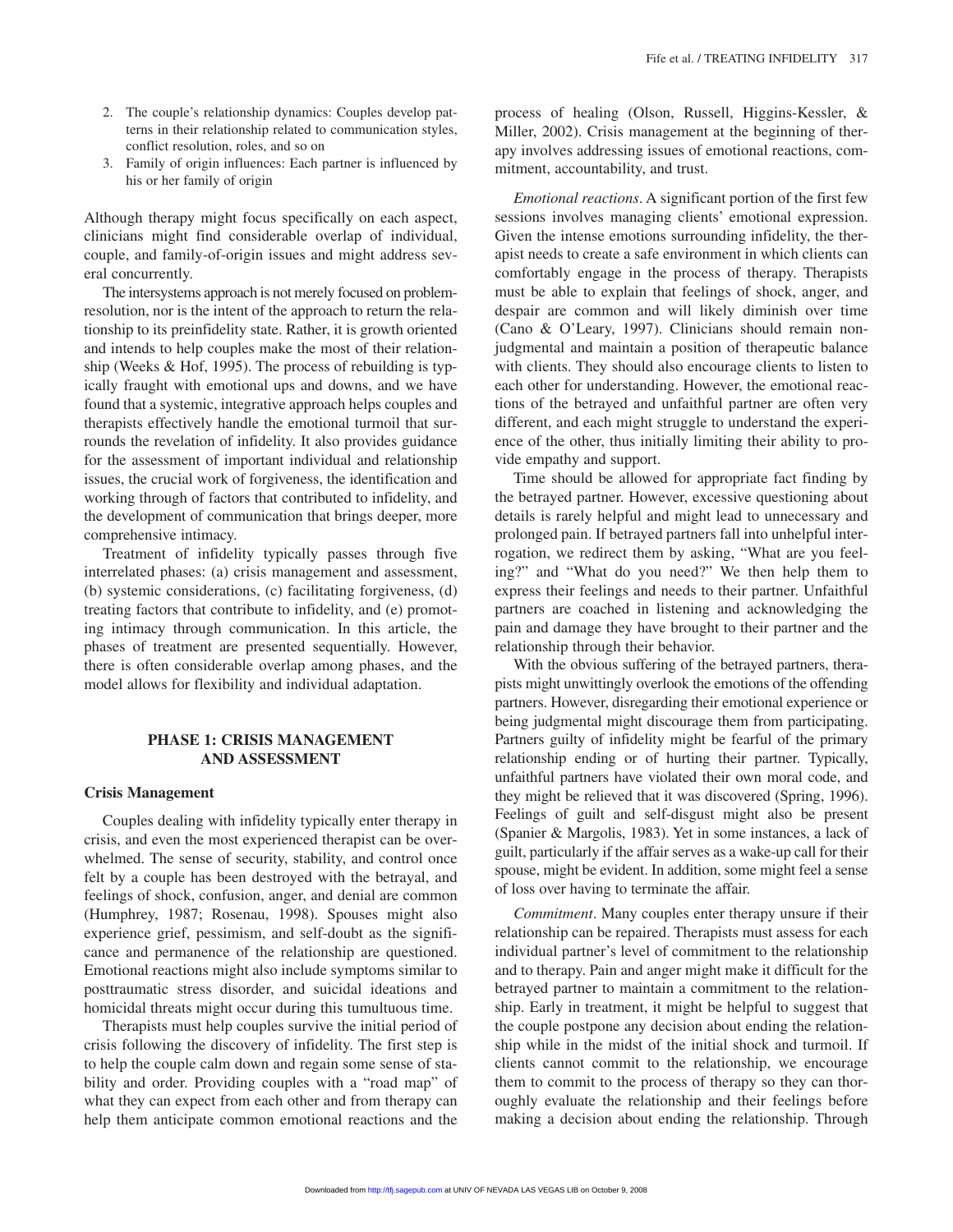2. The couple's relationship dynamics: Couples develop patterns in their relationship related to communication styles, conflict resolution, roles, and so on
3. Family of origin influences: Each partner is influenced by his or her family of origin

Although therapy might focus specifically on each aspect, clinicians might find considerable overlap of individual, couple, and family-of-origin issues and might address several concurrently.

The intersystems approach is not merely focused on problem-resolution, nor is the intent of the approach to return the relationship to its preinfidelity state. Rather, it is growth oriented and intends to help couples make the most of their relationship (Weeks & Hof, 1995). The process of rebuilding is typically fraught with emotional ups and downs, and we have found that a systemic, integrative approach helps couples and therapists effectively handle the emotional turmoil that surrounds the revelation of infidelity. It also provides guidance for the assessment of important individual and relationship issues, the crucial work of forgiveness, the identification and working through of factors that contributed to infidelity, and the development of communication that brings deeper, more comprehensive intimacy.

Treatment of infidelity typically passes through five interrelated phases: (a) crisis management and assessment, (b) systemic considerations, (c) facilitating forgiveness, (d) treating factors that contribute to infidelity, and (e) promoting intimacy through communication. In this article, the phases of treatment are presented sequentially. However, there is often considerable overlap among phases, and the model allows for flexibility and individual adaptation.

## PHASE 1: CRISIS MANAGEMENT AND ASSESSMENT

### Crisis Management

Couples dealing with infidelity typically enter therapy in crisis, and even the most experienced therapist can be overwhelmed. The sense of security, stability, and control once felt by a couple has been destroyed with the betrayal, and feelings of shock, confusion, anger, and denial are common (Humphrey, 1987; Rosenau, 1998). Spouses might also experience grief, pessimism, and self-doubt as the significance and permanence of the relationship are questioned. Emotional reactions might also include symptoms similar to posttraumatic stress disorder, and suicidal ideations and homicidal threats might occur during this tumultuous time.

Therapists must help couples survive the initial period of crisis following the discovery of infidelity. The first step is to help the couple calm down and regain some sense of stability and order. Providing couples with a "road map" of what they can expect from each other and from therapy can help them anticipate common emotional reactions and the process of healing (Olson, Russell, Higgins-Kessler, & Miller, 2002). Crisis management at the beginning of therapy involves addressing issues of emotional reactions, commitment, accountability, and trust.

*Emotional reactions*. A significant portion of the first few sessions involves managing clients' emotional expression. Given the intense emotions surrounding infidelity, the therapist needs to create a safe environment in which clients can comfortably engage in the process of therapy. Therapists must be able to explain that feelings of shock, anger, and despair are common and will likely diminish over time (Cano & O'Leary, 1997). Clinicians should remain nonjudgmental and maintain a position of therapeutic balance with clients. They should also encourage clients to listen to each other for understanding. However, the emotional reactions of the betrayed and unfaithful partner are often very different, and each might struggle to understand the experience of the other, thus initially limiting their ability to provide empathy and support.

Time should be allowed for appropriate fact finding by the betrayed partner. However, excessive questioning about details is rarely helpful and might lead to unnecessary and prolonged pain. If betrayed partners fall into unhelpful interrogation, we redirect them by asking, "What are you feeling?" and "What do you need?" We then help them to express their feelings and needs to their partner. Unfaithful partners are coached in listening and acknowledging the pain and damage they have brought to their partner and the relationship through their behavior.

With the obvious suffering of the betrayed partners, therapists might unwittingly overlook the emotions of the offending partners. However, disregarding their emotional experience or being judgmental might discourage them from participating. Partners guilty of infidelity might be fearful of the primary relationship ending or of hurting their partner. Typically, unfaithful partners have violated their own moral code, and they might be relieved that it was discovered (Spring, 1996). Feelings of guilt and self-disgust might also be present (Spanier & Margolis, 1983). Yet in some instances, a lack of guilt, particularly if the affair serves as a wake-up call for their spouse, might be evident. In addition, some might feel a sense of loss over having to terminate the affair.

*Commitment*. Many couples enter therapy unsure if their relationship can be repaired. Therapists must assess for each individual partner's level of commitment to the relationship and to therapy. Pain and anger might make it difficult for the betrayed partner to maintain a commitment to the relationship. Early in treatment, it might be helpful to suggest that the couple postpone any decision about ending the relationship while in the midst of the initial shock and turmoil. If clients cannot commit to the relationship, we encourage them to commit to the process of therapy so they can thoroughly evaluate the relationship and their feelings before making a decision about ending the relationship. Through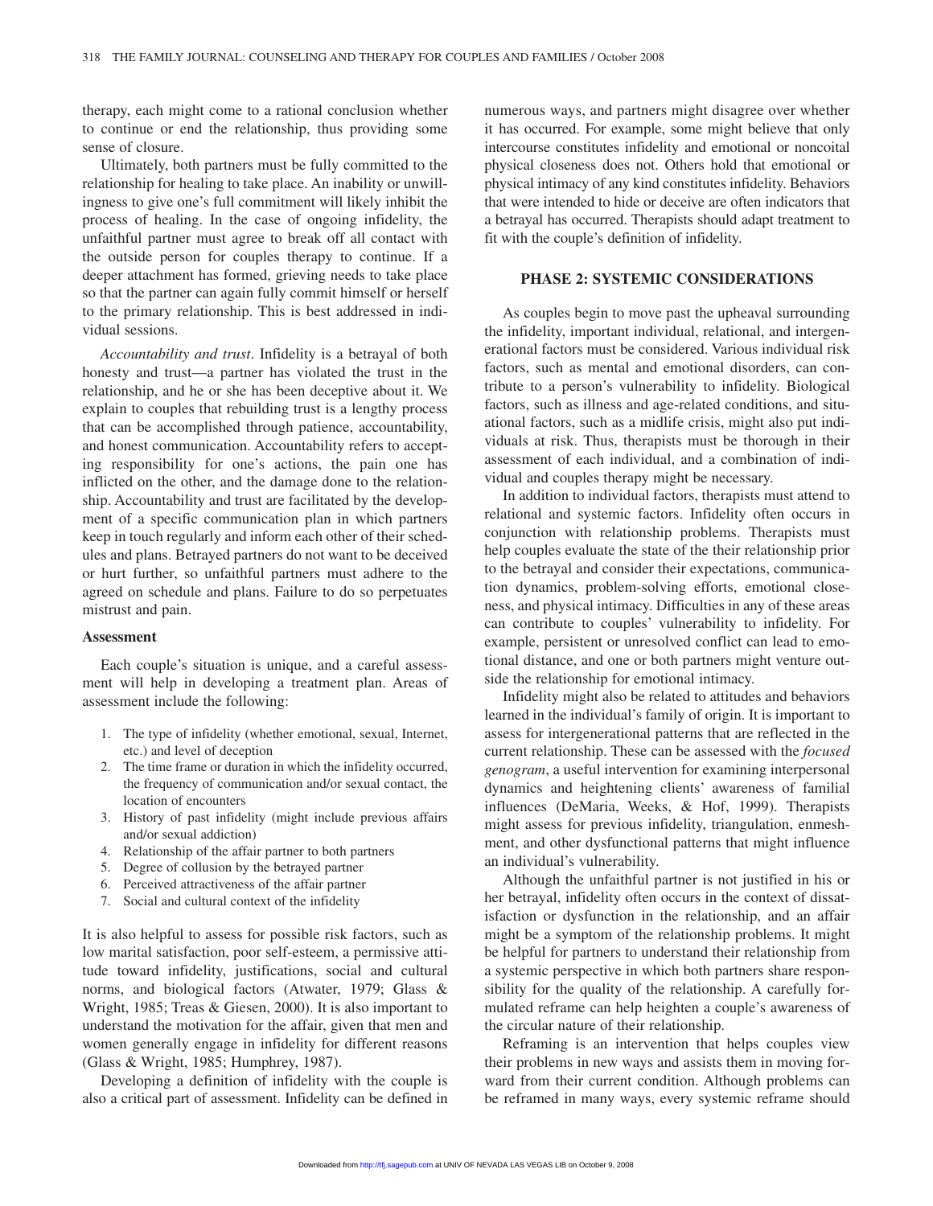therapy, each might come to a rational conclusion whether to continue or end the relationship, thus providing some sense of closure.

Ultimately, both partners must be fully committed to the relationship for healing to take place. An inability or unwillingness to give one's full commitment will likely inhibit the process of healing. In the case of ongoing infidelity, the unfaithful partner must agree to break off all contact with the outside person for couples therapy to continue. If a deeper attachment has formed, grieving needs to take place so that the partner can again fully commit himself or herself to the primary relationship. This is best addressed in individual sessions.

*Accountability and trust*. Infidelity is a betrayal of both honesty and trust—a partner has violated the trust in the relationship, and he or she has been deceptive about it. We explain to couples that rebuilding trust is a lengthy process that can be accomplished through patience, accountability, and honest communication. Accountability refers to accepting responsibility for one's actions, the pain one has inflicted on the other, and the damage done to the relationship. Accountability and trust are facilitated by the development of a specific communication plan in which partners keep in touch regularly and inform each other of their schedules and plans. Betrayed partners do not want to be deceived or hurt further, so unfaithful partners must adhere to the agreed on schedule and plans. Failure to do so perpetuates mistrust and pain.

### Assessment

Each couple's situation is unique, and a careful assessment will help in developing a treatment plan. Areas of assessment include the following:

1. The type of infidelity (whether emotional, sexual, Internet, etc.) and level of deception
2. The time frame or duration in which the infidelity occurred, the frequency of communication and/or sexual contact, the location of encounters
3. History of past infidelity (might include previous affairs and/or sexual addiction)
4. Relationship of the affair partner to both partners
5. Degree of collusion by the betrayed partner
6. Perceived attractiveness of the affair partner
7. Social and cultural context of the infidelity

It is also helpful to assess for possible risk factors, such as low marital satisfaction, poor self-esteem, a permissive attitude toward infidelity, justifications, social and cultural norms, and biological factors (Atwater, 1979; Glass & Wright, 1985; Treas & Giesen, 2000). It is also important to understand the motivation for the affair, given that men and women generally engage in infidelity for different reasons (Glass & Wright, 1985; Humphrey, 1987).

Developing a definition of infidelity with the couple is also a critical part of assessment. Infidelity can be defined in numerous ways, and partners might disagree over whether it has occurred. For example, some might believe that only intercourse constitutes infidelity and emotional or noncoital physical closeness does not. Others hold that emotional or physical intimacy of any kind constitutes infidelity. Behaviors that were intended to hide or deceive are often indicators that a betrayal has occurred. Therapists should adapt treatment to fit with the couple's definition of infidelity.

## PHASE 2: SYSTEMIC CONSIDERATIONS

As couples begin to move past the upheaval surrounding the infidelity, important individual, relational, and intergenerational factors must be considered. Various individual risk factors, such as mental and emotional disorders, can contribute to a person's vulnerability to infidelity. Biological factors, such as illness and age-related conditions, and situational factors, such as a midlife crisis, might also put individuals at risk. Thus, therapists must be thorough in their assessment of each individual, and a combination of individual and couples therapy might be necessary.

In addition to individual factors, therapists must attend to relational and systemic factors. Infidelity often occurs in conjunction with relationship problems. Therapists must help couples evaluate the state of the their relationship prior to the betrayal and consider their expectations, communication dynamics, problem-solving efforts, emotional closeness, and physical intimacy. Difficulties in any of these areas can contribute to couples' vulnerability to infidelity. For example, persistent or unresolved conflict can lead to emotional distance, and one or both partners might venture outside the relationship for emotional intimacy.

Infidelity might also be related to attitudes and behaviors learned in the individual's family of origin. It is important to assess for intergenerational patterns that are reflected in the current relationship. These can be assessed with the *focused genogram*, a useful intervention for examining interpersonal dynamics and heightening clients' awareness of familial influences (DeMaria, Weeks, & Hof, 1999). Therapists might assess for previous infidelity, triangulation, enmeshment, and other dysfunctional patterns that might influence an individual's vulnerability.

Although the unfaithful partner is not justified in his or her betrayal, infidelity often occurs in the context of dissatisfaction or dysfunction in the relationship, and an affair might be a symptom of the relationship problems. It might be helpful for partners to understand their relationship from a systemic perspective in which both partners share responsibility for the quality of the relationship. A carefully formulated reframe can help heighten a couple's awareness of the circular nature of their relationship.

Reframing is an intervention that helps couples view their problems in new ways and assists them in moving forward from their current condition. Although problems can be reframed in many ways, every systemic reframe should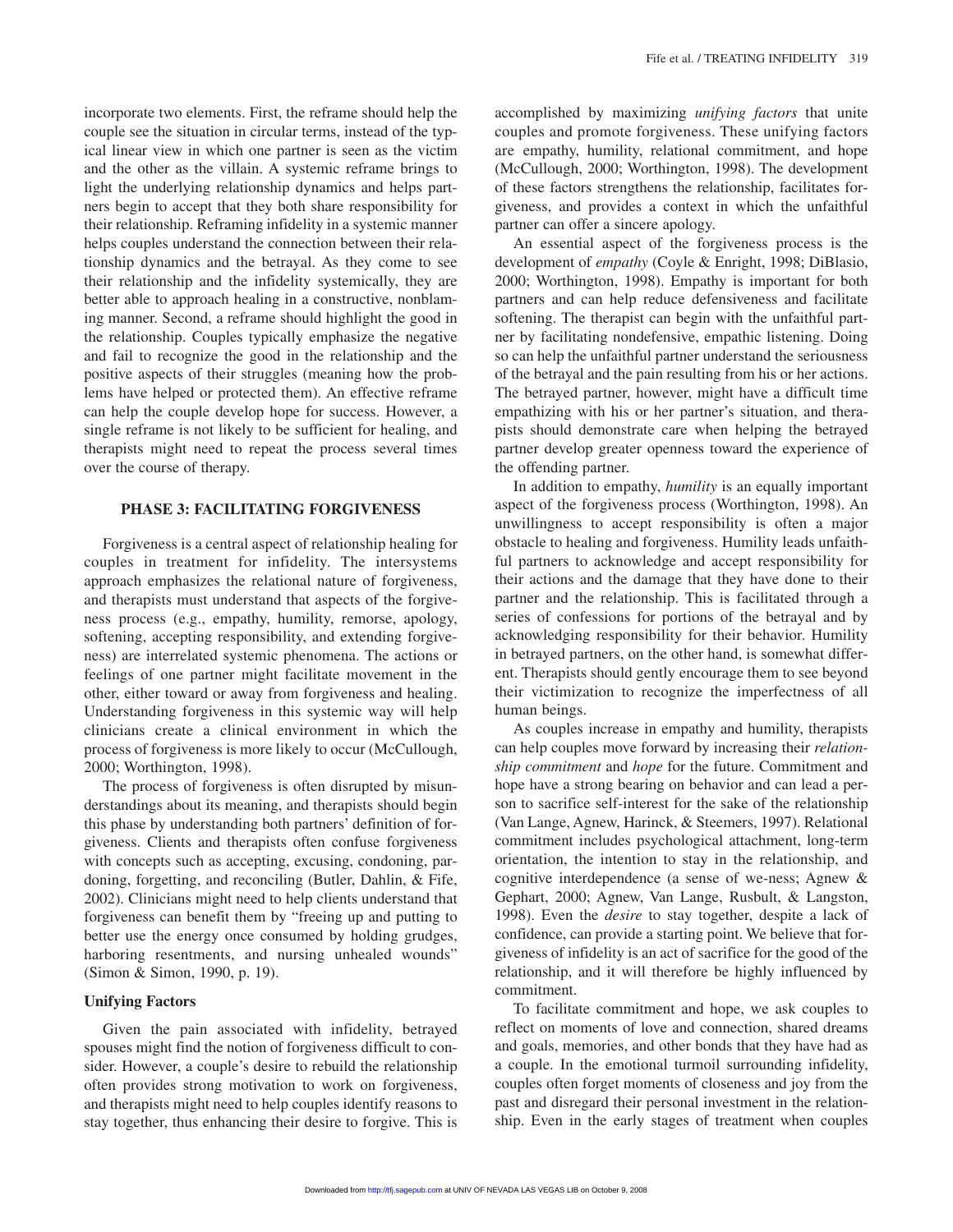incorporate two elements. First, the reframe should help the couple see the situation in circular terms, instead of the typical linear view in which one partner is seen as the victim and the other as the villain. A systemic reframe brings to light the underlying relationship dynamics and helps partners begin to accept that they both share responsibility for their relationship. Reframing infidelity in a systemic manner helps couples understand the connection between their relationship dynamics and the betrayal. As they come to see their relationship and the infidelity systemically, they are better able to approach healing in a constructive, nonblaming manner. Second, a reframe should highlight the good in the relationship. Couples typically emphasize the negative and fail to recognize the good in the relationship and the positive aspects of their struggles (meaning how the problems have helped or protected them). An effective reframe can help the couple develop hope for success. However, a single reframe is not likely to be sufficient for healing, and therapists might need to repeat the process several times over the course of therapy.

## PHASE 3: FACILITATING FORGIVENESS

Forgiveness is a central aspect of relationship healing for couples in treatment for infidelity. The intersystems approach emphasizes the relational nature of forgiveness, and therapists must understand that aspects of the forgiveness process (e.g., empathy, humility, remorse, apology, softening, accepting responsibility, and extending forgiveness) are interrelated systemic phenomena. The actions or feelings of one partner might facilitate movement in the other, either toward or away from forgiveness and healing. Understanding forgiveness in this systemic way will help clinicians create a clinical environment in which the process of forgiveness is more likely to occur (McCullough, 2000; Worthington, 1998).

The process of forgiveness is often disrupted by misunderstandings about its meaning, and therapists should begin this phase by understanding both partners' definition of forgiveness. Clients and therapists often confuse forgiveness with concepts such as accepting, excusing, condoning, pardoning, forgetting, and reconciling (Butler, Dahlin, & Fife, 2002). Clinicians might need to help clients understand that forgiveness can benefit them by "freeing up and putting to better use the energy once consumed by holding grudges, harboring resentments, and nursing unhealed wounds" (Simon & Simon, 1990, p. 19).

### Unifying Factors

Given the pain associated with infidelity, betrayed spouses might find the notion of forgiveness difficult to consider. However, a couple's desire to rebuild the relationship often provides strong motivation to work on forgiveness, and therapists might need to help couples identify reasons to stay together, thus enhancing their desire to forgive. This is accomplished by maximizing *unifying factors* that unite couples and promote forgiveness. These unifying factors are empathy, humility, relational commitment, and hope (McCullough, 2000; Worthington, 1998). The development of these factors strengthens the relationship, facilitates forgiveness, and provides a context in which the unfaithful partner can offer a sincere apology.

An essential aspect of the forgiveness process is the development of *empathy* (Coyle & Enright, 1998; DiBlasio, 2000; Worthington, 1998). Empathy is important for both partners and can help reduce defensiveness and facilitate softening. The therapist can begin with the unfaithful partner by facilitating nondefensive, empathic listening. Doing so can help the unfaithful partner understand the seriousness of the betrayal and the pain resulting from his or her actions. The betrayed partner, however, might have a difficult time empathizing with his or her partner's situation, and therapists should demonstrate care when helping the betrayed partner develop greater openness toward the experience of the offending partner.

In addition to empathy, *humility* is an equally important aspect of the forgiveness process (Worthington, 1998). An unwillingness to accept responsibility is often a major obstacle to healing and forgiveness. Humility leads unfaithful partners to acknowledge and accept responsibility for their actions and the damage that they have done to their partner and the relationship. This is facilitated through a series of confessions for portions of the betrayal and by acknowledging responsibility for their behavior. Humility in betrayed partners, on the other hand, is somewhat different. Therapists should gently encourage them to see beyond their victimization to recognize the imperfectness of all human beings.

As couples increase in empathy and humility, therapists can help couples move forward by increasing their *relationship commitment* and *hope* for the future. Commitment and hope have a strong bearing on behavior and can lead a person to sacrifice self-interest for the sake of the relationship (Van Lange, Agnew, Harinck, & Steemers, 1997). Relational commitment includes psychological attachment, long-term orientation, the intention to stay in the relationship, and cognitive interdependence (a sense of we-ness; Agnew & Gephart, 2000; Agnew, Van Lange, Rusbult, & Langston, 1998). Even the *desire* to stay together, despite a lack of confidence, can provide a starting point. We believe that forgiveness of infidelity is an act of sacrifice for the good of the relationship, and it will therefore be highly influenced by commitment.

To facilitate commitment and hope, we ask couples to reflect on moments of love and connection, shared dreams and goals, memories, and other bonds that they have had as a couple. In the emotional turmoil surrounding infidelity, couples often forget moments of closeness and joy from the past and disregard their personal investment in the relationship. Even in the early stages of treatment when couples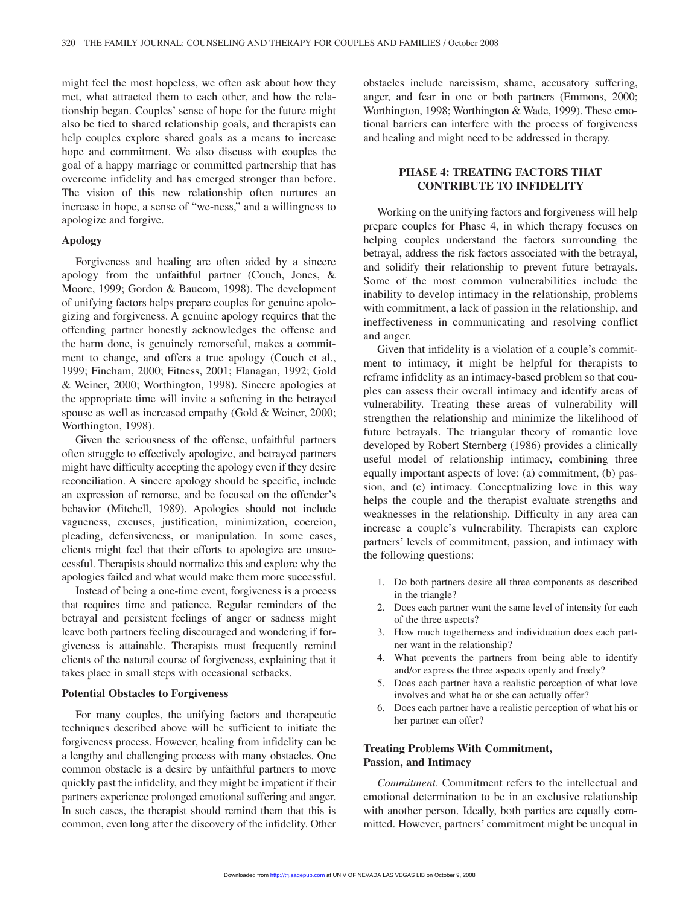might feel the most hopeless, we often ask about how they met, what attracted them to each other, and how the relationship began. Couples' sense of hope for the future might also be tied to shared relationship goals, and therapists can help couples explore shared goals as a means to increase hope and commitment. We also discuss with couples the goal of a happy marriage or committed partnership that has overcome infidelity and has emerged stronger than before. The vision of this new relationship often nurtures an increase in hope, a sense of "we-ness," and a willingness to apologize and forgive.

### Apology

Forgiveness and healing are often aided by a sincere apology from the unfaithful partner (Couch, Jones, & Moore, 1999; Gordon & Baucom, 1998). The development of unifying factors helps prepare couples for genuine apologizing and forgiveness. A genuine apology requires that the offending partner honestly acknowledges the offense and the harm done, is genuinely remorseful, makes a commitment to change, and offers a true apology (Couch et al., 1999; Fincham, 2000; Fitness, 2001; Flanagan, 1992; Gold & Weiner, 2000; Worthington, 1998). Sincere apologies at the appropriate time will invite a softening in the betrayed spouse as well as increased empathy (Gold & Weiner, 2000; Worthington, 1998).

Given the seriousness of the offense, unfaithful partners often struggle to effectively apologize, and betrayed partners might have difficulty accepting the apology even if they desire reconciliation. A sincere apology should be specific, include an expression of remorse, and be focused on the offender's behavior (Mitchell, 1989). Apologies should not include vagueness, excuses, justification, minimization, coercion, pleading, defensiveness, or manipulation. In some cases, clients might feel that their efforts to apologize are unsuccessful. Therapists should normalize this and explore why the apologies failed and what would make them more successful.

Instead of being a one-time event, forgiveness is a process that requires time and patience. Regular reminders of the betrayal and persistent feelings of anger or sadness might leave both partners feeling discouraged and wondering if forgiveness is attainable. Therapists must frequently remind clients of the natural course of forgiveness, explaining that it takes place in small steps with occasional setbacks.

### Potential Obstacles to Forgiveness

For many couples, the unifying factors and therapeutic techniques described above will be sufficient to initiate the forgiveness process. However, healing from infidelity can be a lengthy and challenging process with many obstacles. One common obstacle is a desire by unfaithful partners to move quickly past the infidelity, and they might be impatient if their partners experience prolonged emotional suffering and anger. In such cases, the therapist should remind them that this is common, even long after the discovery of the infidelity. Other obstacles include narcissism, shame, accusatory suffering, anger, and fear in one or both partners (Emmons, 2000; Worthington, 1998; Worthington & Wade, 1999). These emotional barriers can interfere with the process of forgiveness and healing and might need to be addressed in therapy.

## PHASE 4: TREATING FACTORS THAT CONTRIBUTE TO INFIDELITY

Working on the unifying factors and forgiveness will help prepare couples for Phase 4, in which therapy focuses on helping couples understand the factors surrounding the betrayal, address the risk factors associated with the betrayal, and solidify their relationship to prevent future betrayals. Some of the most common vulnerabilities include the inability to develop intimacy in the relationship, problems with commitment, a lack of passion in the relationship, and ineffectiveness in communicating and resolving conflict and anger.

Given that infidelity is a violation of a couple's commitment to intimacy, it might be helpful for therapists to reframe infidelity as an intimacy-based problem so that couples can assess their overall intimacy and identify areas of vulnerability. Treating these areas of vulnerability will strengthen the relationship and minimize the likelihood of future betrayals. The triangular theory of romantic love developed by Robert Sternberg (1986) provides a clinically useful model of relationship intimacy, combining three equally important aspects of love: (a) commitment, (b) passion, and (c) intimacy. Conceptualizing love in this way helps the couple and the therapist evaluate strengths and weaknesses in the relationship. Difficulty in any area can increase a couple's vulnerability. Therapists can explore partners' levels of commitment, passion, and intimacy with the following questions:

1. Do both partners desire all three components as described in the triangle?
2. Does each partner want the same level of intensity for each of the three aspects?
3. How much togetherness and individuation does each partner want in the relationship?
4. What prevents the partners from being able to identify and/or express the three aspects openly and freely?
5. Does each partner have a realistic perception of what love involves and what he or she can actually offer?
6. Does each partner have a realistic perception of what his or her partner can offer?

### Treating Problems With Commitment, Passion, and Intimacy

*Commitment*. Commitment refers to the intellectual and emotional determination to be in an exclusive relationship with another person. Ideally, both parties are equally committed. However, partners' commitment might be unequal in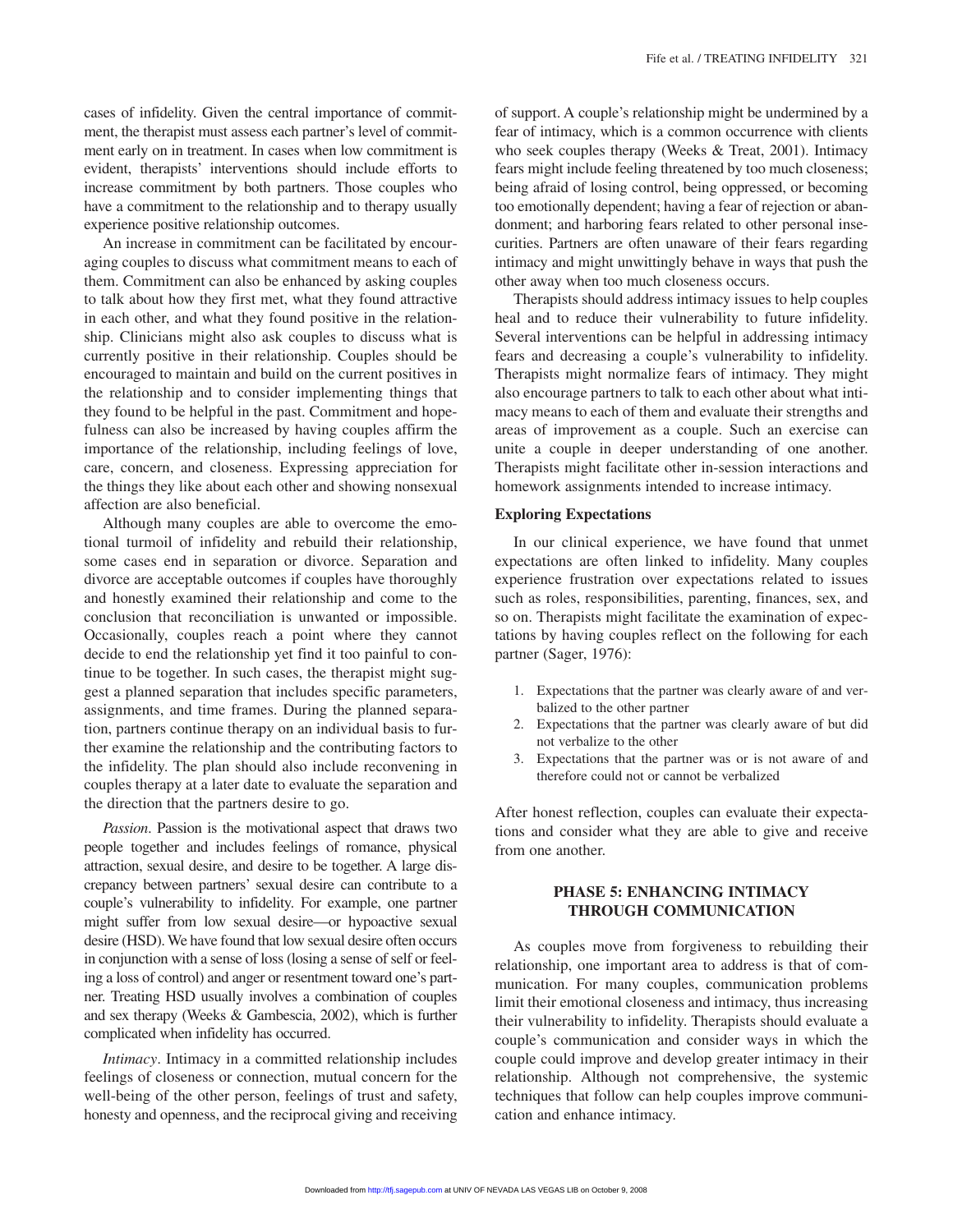cases of infidelity. Given the central importance of commitment, the therapist must assess each partner's level of commitment early on in treatment. In cases when low commitment is evident, therapists' interventions should include efforts to increase commitment by both partners. Those couples who have a commitment to the relationship and to therapy usually experience positive relationship outcomes.

An increase in commitment can be facilitated by encouraging couples to discuss what commitment means to each of them. Commitment can also be enhanced by asking couples to talk about how they first met, what they found attractive in each other, and what they found positive in the relationship. Clinicians might also ask couples to discuss what is currently positive in their relationship. Couples should be encouraged to maintain and build on the current positives in the relationship and to consider implementing things that they found to be helpful in the past. Commitment and hopefulness can also be increased by having couples affirm the importance of the relationship, including feelings of love, care, concern, and closeness. Expressing appreciation for the things they like about each other and showing nonsexual affection are also beneficial.

Although many couples are able to overcome the emotional turmoil of infidelity and rebuild their relationship, some cases end in separation or divorce. Separation and divorce are acceptable outcomes if couples have thoroughly and honestly examined their relationship and come to the conclusion that reconciliation is unwanted or impossible. Occasionally, couples reach a point where they cannot decide to end the relationship yet find it too painful to continue to be together. In such cases, the therapist might suggest a planned separation that includes specific parameters, assignments, and time frames. During the planned separation, partners continue therapy on an individual basis to further examine the relationship and the contributing factors to the infidelity. The plan should also include reconvening in couples therapy at a later date to evaluate the separation and the direction that the partners desire to go.

*Passion*. Passion is the motivational aspect that draws two people together and includes feelings of romance, physical attraction, sexual desire, and desire to be together. A large discrepancy between partners' sexual desire can contribute to a couple's vulnerability to infidelity. For example, one partner might suffer from low sexual desire—or hypoactive sexual desire (HSD). We have found that low sexual desire often occurs in conjunction with a sense of loss (losing a sense of self or feeling a loss of control) and anger or resentment toward one's partner. Treating HSD usually involves a combination of couples and sex therapy (Weeks & Gambescia, 2002), which is further complicated when infidelity has occurred.

*Intimacy*. Intimacy in a committed relationship includes feelings of closeness or connection, mutual concern for the well-being of the other person, feelings of trust and safety, honesty and openness, and the reciprocal giving and receiving of support. A couple's relationship might be undermined by a fear of intimacy, which is a common occurrence with clients who seek couples therapy (Weeks & Treat, 2001). Intimacy fears might include feeling threatened by too much closeness; being afraid of losing control, being oppressed, or becoming too emotionally dependent; having a fear of rejection or abandonment; and harboring fears related to other personal insecurities. Partners are often unaware of their fears regarding intimacy and might unwittingly behave in ways that push the other away when too much closeness occurs.

Therapists should address intimacy issues to help couples heal and to reduce their vulnerability to future infidelity. Several interventions can be helpful in addressing intimacy fears and decreasing a couple's vulnerability to infidelity. Therapists might normalize fears of intimacy. They might also encourage partners to talk to each other about what intimacy means to each of them and evaluate their strengths and areas of improvement as a couple. Such an exercise can unite a couple in deeper understanding of one another. Therapists might facilitate other in-session interactions and homework assignments intended to increase intimacy.

### Exploring Expectations

In our clinical experience, we have found that unmet expectations are often linked to infidelity. Many couples experience frustration over expectations related to issues such as roles, responsibilities, parenting, finances, sex, and so on. Therapists might facilitate the examination of expectations by having couples reflect on the following for each partner (Sager, 1976):

1. Expectations that the partner was clearly aware of and verbalized to the other partner
2. Expectations that the partner was clearly aware of but did not verbalize to the other
3. Expectations that the partner was or is not aware of and therefore could not or cannot be verbalized

After honest reflection, couples can evaluate their expectations and consider what they are able to give and receive from one another.

## PHASE 5: ENHANCING INTIMACY THROUGH COMMUNICATION

As couples move from forgiveness to rebuilding their relationship, one important area to address is that of communication. For many couples, communication problems limit their emotional closeness and intimacy, thus increasing their vulnerability to infidelity. Therapists should evaluate a couple's communication and consider ways in which the couple could improve and develop greater intimacy in their relationship. Although not comprehensive, the systemic techniques that follow can help couples improve communication and enhance intimacy.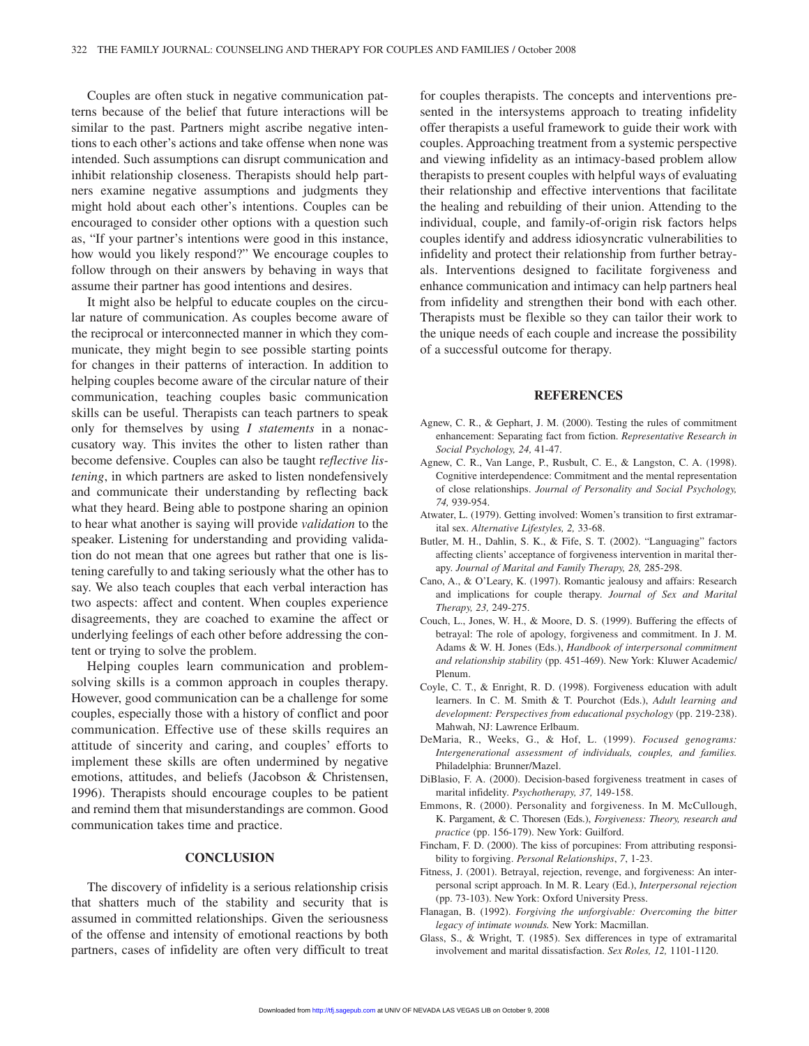Couples are often stuck in negative communication patterns because of the belief that future interactions will be similar to the past. Partners might ascribe negative intentions to each other's actions and take offense when none was intended. Such assumptions can disrupt communication and inhibit relationship closeness. Therapists should help partners examine negative assumptions and judgments they might hold about each other's intentions. Couples can be encouraged to consider other options with a question such as, "If your partner's intentions were good in this instance, how would you likely respond?" We encourage couples to follow through on their answers by behaving in ways that assume their partner has good intentions and desires.

It might also be helpful to educate couples on the circular nature of communication. As couples become aware of the reciprocal or interconnected manner in which they communicate, they might begin to see possible starting points for changes in their patterns of interaction. In addition to helping couples become aware of the circular nature of their communication, teaching couples basic communication skills can be useful. Therapists can teach partners to speak only for themselves by using *I statements* in a nonaccusatory way. This invites the other to listen rather than become defensive. Couples can also be taught r*eflective listening*, in which partners are asked to listen nondefensively and communicate their understanding by reflecting back what they heard. Being able to postpone sharing an opinion to hear what another is saying will provide *validation* to the speaker. Listening for understanding and providing validation do not mean that one agrees but rather that one is listening carefully to and taking seriously what the other has to say. We also teach couples that each verbal interaction has two aspects: affect and content. When couples experience disagreements, they are coached to examine the affect or underlying feelings of each other before addressing the content or trying to solve the problem.

Helping couples learn communication and problem-solving skills is a common approach in couples therapy. However, good communication can be a challenge for some couples, especially those with a history of conflict and poor communication. Effective use of these skills requires an attitude of sincerity and caring, and couples' efforts to implement these skills are often undermined by negative emotions, attitudes, and beliefs (Jacobson & Christensen, 1996). Therapists should encourage couples to be patient and remind them that misunderstandings are common. Good communication takes time and practice.

## CONCLUSION

The discovery of infidelity is a serious relationship crisis that shatters much of the stability and security that is assumed in committed relationships. Given the seriousness of the offense and intensity of emotional reactions by both partners, cases of infidelity are often very difficult to treat for couples therapists. The concepts and interventions presented in the intersystems approach to treating infidelity offer therapists a useful framework to guide their work with couples. Approaching treatment from a systemic perspective and viewing infidelity as an intimacy-based problem allow therapists to present couples with helpful ways of evaluating their relationship and effective interventions that facilitate the healing and rebuilding of their union. Attending to the individual, couple, and family-of-origin risk factors helps couples identify and address idiosyncratic vulnerabilities to infidelity and protect their relationship from further betrayals. Interventions designed to facilitate forgiveness and enhance communication and intimacy can help partners heal from infidelity and strengthen their bond with each other. Therapists must be flexible so they can tailor their work to the unique needs of each couple and increase the possibility of a successful outcome for therapy.

## REFERENCES

Agnew, C. R., & Gephart, J. M. (2000). Testing the rules of commitment enhancement: Separating fact from fiction. *Representative Research in Social Psychology, 24,* 41-47.

Agnew, C. R., Van Lange, P., Rusbult, C. E., & Langston, C. A. (1998). Cognitive interdependence: Commitment and the mental representation of close relationships. *Journal of Personality and Social Psychology, 74,* 939-954.

Atwater, L. (1979). Getting involved: Women's transition to first extramarital sex. *Alternative Lifestyles, 2,* 33-68.

Butler, M. H., Dahlin, S. K., & Fife, S. T. (2002). "Languaging" factors affecting clients' acceptance of forgiveness intervention in marital therapy. *Journal of Marital and Family Therapy, 28,* 285-298.

Cano, A., & O'Leary, K. (1997). Romantic jealousy and affairs: Research and implications for couple therapy. *Journal of Sex and Marital Therapy, 23,* 249-275.

Couch, L., Jones, W. H., & Moore, D. S. (1999). Buffering the effects of betrayal: The role of apology, forgiveness and commitment. In J. M. Adams & W. H. Jones (Eds.), *Handbook of interpersonal commitment and relationship stability* (pp. 451-469). New York: Kluwer Academic/Plenum.

Coyle, C. T., & Enright, R. D. (1998). Forgiveness education with adult learners. In C. M. Smith & T. Pourchot (Eds.), *Adult learning and development: Perspectives from educational psychology* (pp. 219-238). Mahwah, NJ: Lawrence Erlbaum.

DeMaria, R., Weeks, G., & Hof, L. (1999). *Focused genograms: Intergenerational assessment of individuals, couples, and families.* Philadelphia: Brunner/Mazel.

DiBlasio, F. A. (2000). Decision-based forgiveness treatment in cases of marital infidelity. *Psychotherapy, 37,* 149-158.

Emmons, R. (2000). Personality and forgiveness. In M. McCullough, K. Pargament, & C. Thoresen (Eds.), *Forgiveness: Theory, research and practice* (pp. 156-179). New York: Guilford.

Fincham, F. D. (2000). The kiss of porcupines: From attributing responsibility to forgiving. *Personal Relationships*, *7*, 1-23.

Fitness, J. (2001). Betrayal, rejection, revenge, and forgiveness: An interpersonal script approach. In M. R. Leary (Ed.), *Interpersonal rejection* (pp. 73-103). New York: Oxford University Press.

Flanagan, B. (1992). *Forgiving the unforgivable: Overcoming the bitter legacy of intimate wounds.* New York: Macmillan.

Glass, S., & Wright, T. (1985). Sex differences in type of extramarital involvement and marital dissatisfaction. *Sex Roles, 12,* 1101-1120.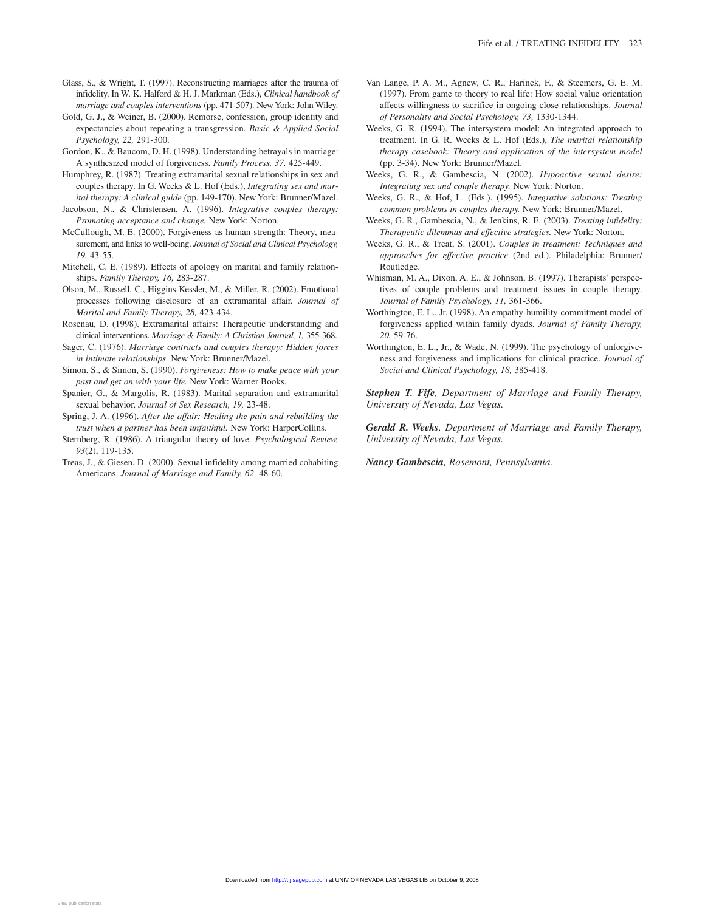Glass, S., & Wright, T. (1997). Reconstructing marriages after the trauma of infidelity. In W. K. Halford & H. J. Markman (Eds.), *Clinical handbook of marriage and couples interventions* (pp. 471-507). New York: John Wiley.

Gold, G. J., & Weiner, B. (2000). Remorse, confession, group identity and expectancies about repeating a transgression. *Basic & Applied Social Psychology, 22,* 291-300.

Gordon, K., & Baucom, D. H. (1998). Understanding betrayals in marriage: A synthesized model of forgiveness. *Family Process, 37,* 425-449.

Humphrey, R. (1987). Treating extramarital sexual relationships in sex and couples therapy. In G. Weeks & L. Hof (Eds.), *Integrating sex and marital therapy: A clinical guide* (pp. 149-170). New York: Brunner/Mazel.

Jacobson, N., & Christensen, A. (1996). *Integrative couples therapy: Promoting acceptance and change.* New York: Norton.

McCullough, M. E. (2000). Forgiveness as human strength: Theory, measurement, and links to well-being. *Journal of Social and Clinical Psychology, 19,* 43-55.

Mitchell, C. E. (1989). Effects of apology on marital and family relationships. *Family Therapy, 16,* 283-287.

Olson, M., Russell, C., Higgins-Kessler, M., & Miller, R. (2002). Emotional processes following disclosure of an extramarital affair. *Journal of Marital and Family Therapy, 28,* 423-434.

Rosenau, D. (1998). Extramarital affairs: Therapeutic understanding and clinical interventions. *Marriage & Family: A Christian Journal, 1,* 355-368.

Sager, C. (1976). *Marriage contracts and couples therapy: Hidden forces in intimate relationships.* New York: Brunner/Mazel.

Simon, S., & Simon, S. (1990). *Forgiveness: How to make peace with your past and get on with your life.* New York: Warner Books.

Spanier, G., & Margolis, R. (1983). Marital separation and extramarital sexual behavior. *Journal of Sex Research, 19,* 23-48.

Spring, J. A. (1996). *After the affair: Healing the pain and rebuilding the trust when a partner has been unfaithful.* New York: HarperCollins.

Sternberg, R. (1986). A triangular theory of love. *Psychological Review, 93*(2), 119-135.

Treas, J., & Giesen, D. (2000). Sexual infidelity among married cohabiting Americans. *Journal of Marriage and Family, 62,* 48-60.

Van Lange, P. A. M., Agnew, C. R., Harinck, F., & Steemers, G. E. M. (1997). From game to theory to real life: How social value orientation affects willingness to sacrifice in ongoing close relationships. *Journal of Personality and Social Psychology, 73,* 1330-1344.

Weeks, G. R. (1994). The intersystem model: An integrated approach to treatment. In G. R. Weeks & L. Hof (Eds.), *The marital relationship therapy casebook: Theory and application of the intersystem model* (pp. 3-34). New York: Brunner/Mazel.

Weeks, G. R., & Gambescia, N. (2002). *Hypoactive sexual desire: Integrating sex and couple therapy.* New York: Norton.

Weeks, G. R., & Hof, L. (Eds.). (1995). *Integrative solutions: Treating common problems in couples therapy.* New York: Brunner/Mazel.

Weeks, G. R., Gambescia, N., & Jenkins, R. E. (2003). *Treating infidelity: Therapeutic dilemmas and effective strategies.* New York: Norton.

Weeks, G. R., & Treat, S. (2001). *Couples in treatment: Techniques and approaches for effective practice* (2nd ed.). Philadelphia: Brunner/Routledge.

Whisman, M. A., Dixon, A. E., & Johnson, B. (1997). Therapists' perspectives of couple problems and treatment issues in couple therapy. *Journal of Family Psychology, 11,* 361-366.

Worthington, E. L., Jr. (1998). An empathy-humility-commitment model of forgiveness applied within family dyads. *Journal of Family Therapy, 20,* 59-76.

Worthington, E. L., Jr., & Wade, N. (1999). The psychology of unforgiveness and forgiveness and implications for clinical practice. *Journal of Social and Clinical Psychology, 18,* 385-418.

***Stephen T. Fife****, Department of Marriage and Family Therapy, University of Nevada, Las Vegas.*

***Gerald R. Weeks****, Department of Marriage and Family Therapy, University of Nevada, Las Vegas.*

***Nancy Gambescia****, Rosemont, Pennsylvania.*